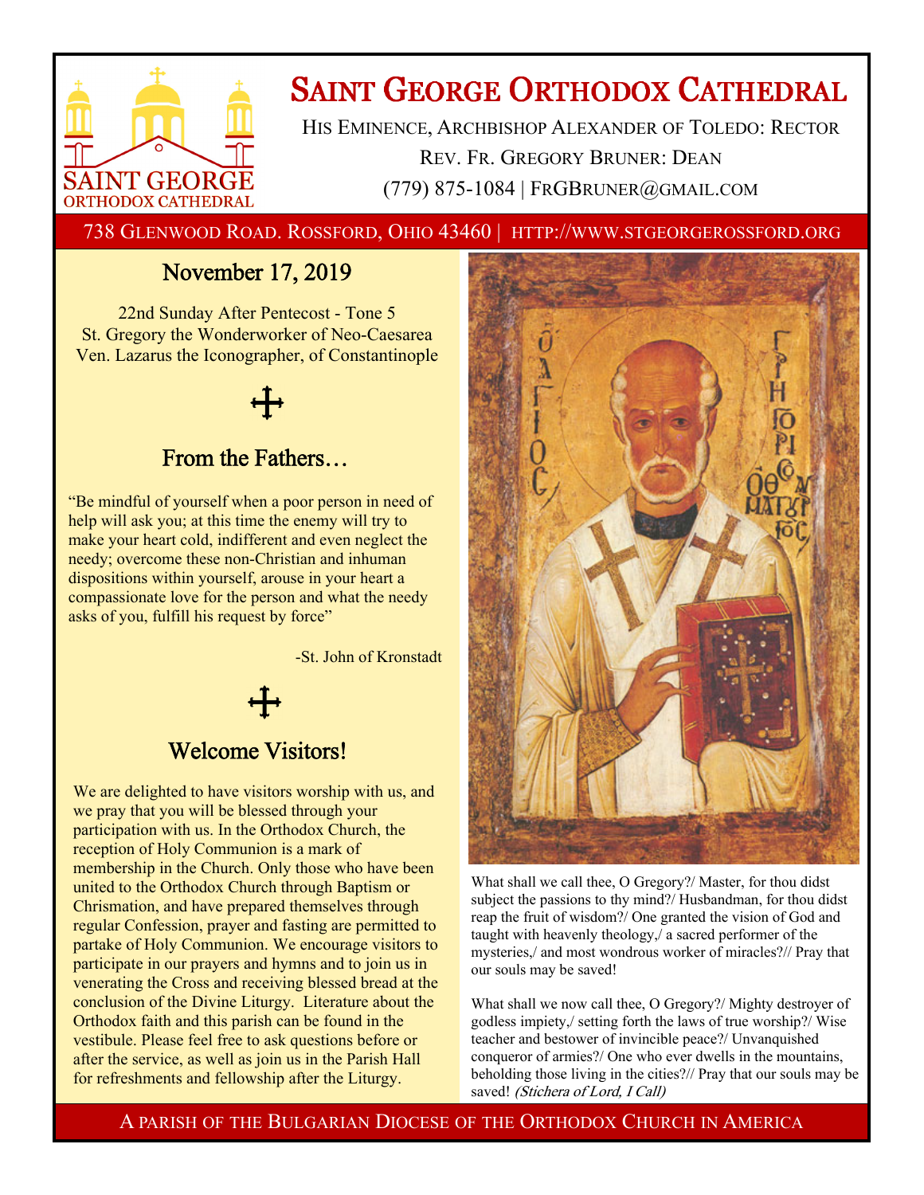# Saint George Orthodox Cathedral

His Eminence, Archbishop Alexander of Toledo: Rector

Rev. Fr. Gregory Bruner: Dean

(779) 875-1084 | FrGBruner@gmail.com

738 Glenwood Road. Rossford, Ohio 43460 | http://www.stgeorgerossford.org

## November 17, 2019

22nd Sunday After Pentecost - Tone 5
St. Gregory the Wonderworker of Neo-Caesarea
Ven. Lazarus the Iconographer, of Constantinople

## From the Fathers…

"Be mindful of yourself when a poor person in need of help will ask you; at this time the enemy will try to make your heart cold, indifferent and even neglect the needy; overcome these non-Christian and inhuman dispositions within yourself, arouse in your heart a compassionate love for the person and what the needy asks of you, fulfill his request by force"

-St. John of Kronstadt

## Welcome Visitors!

We are delighted to have visitors worship with us, and we pray that you will be blessed through your participation with us. In the Orthodox Church, the reception of Holy Communion is a mark of membership in the Church. Only those who have been united to the Orthodox Church through Baptism or Chrismation, and have prepared themselves through regular Confession, prayer and fasting are permitted to partake of Holy Communion. We encourage visitors to participate in our prayers and hymns and to join us in venerating the Cross and receiving blessed bread at the conclusion of the Divine Liturgy. Literature about the Orthodox faith and this parish can be found in the vestibule. Please feel free to ask questions before or after the service, as well as join us in the Parish Hall for refreshments and fellowship after the Liturgy.

What shall we call thee, O Gregory?/ Master, for thou didst subject the passions to thy mind?/ Husbandman, for thou didst reap the fruit of wisdom?/ One granted the vision of God and taught with heavenly theology,/ a sacred performer of the mysteries,/ and most wondrous worker of miracles?// Pray that our souls may be saved!

What shall we now call thee, O Gregory?/ Mighty destroyer of godless impiety,/ setting forth the laws of true worship?/ Wise teacher and bestower of invincible peace?/ Unvanquished conqueror of armies?/ One who ever dwells in the mountains, beholding those living in the cities?// Pray that our souls may be saved! *(Stichera of Lord, I Call)*

A parish of the Bulgarian Diocese of the Orthodox Church in America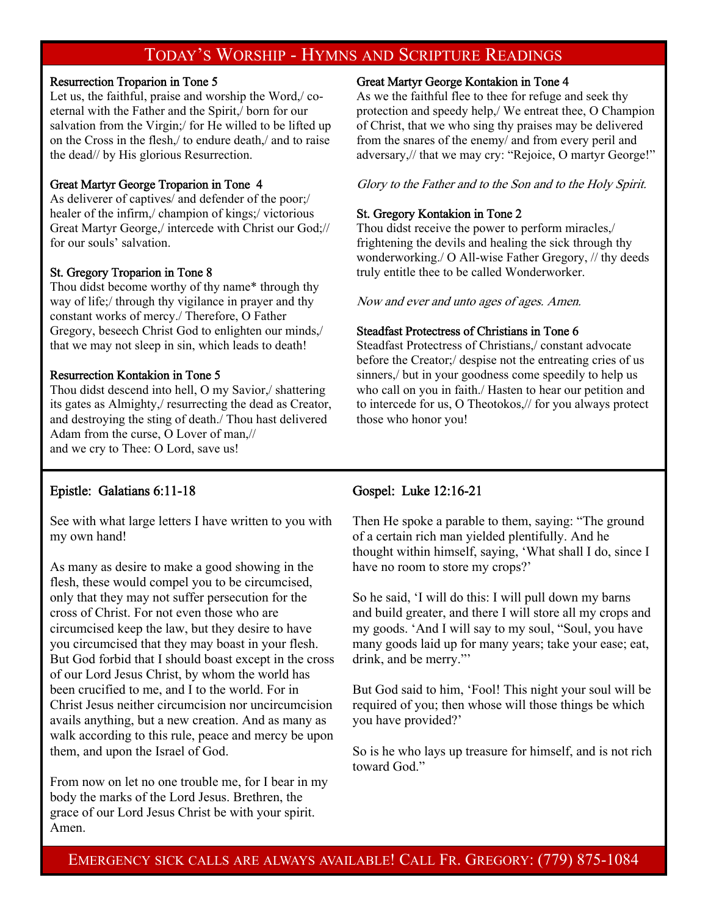## Today's Worship - Hymns and Scripture Readings

**Resurrection Troparion in Tone 5**

Let us, the faithful, praise and worship the Word,/ co-eternal with the Father and the Spirit,/ born for our salvation from the Virgin;/ for He willed to be lifted up on the Cross in the flesh,/ to endure death,/ and to raise the dead// by His glorious Resurrection.

**Great Martyr George Troparion in Tone 4**

As deliverer of captives/ and defender of the poor;/ healer of the infirm,/ champion of kings;/ victorious Great Martyr George,/ intercede with Christ our God;// for our souls' salvation.

**St. Gregory Troparion in Tone 8**

Thou didst become worthy of thy name* through thy way of life;/ through thy vigilance in prayer and thy constant works of mercy./ Therefore, O Father Gregory, beseech Christ God to enlighten our minds,/ that we may not sleep in sin, which leads to death!

**Resurrection Kontakion in Tone 5**

Thou didst descend into hell, O my Savior,/ shattering its gates as Almighty,/ resurrecting the dead as Creator, and destroying the sting of death./ Thou hast delivered Adam from the curse, O Lover of man,//
and we cry to Thee: O Lord, save us!

**Great Martyr George Kontakion in Tone 4**

As we the faithful flee to thee for refuge and seek thy protection and speedy help,/ We entreat thee, O Champion of Christ, that we who sing thy praises may be delivered from the snares of the enemy/ and from every peril and adversary,// that we may cry: "Rejoice, O martyr George!"

*Glory to the Father and to the Son and to the Holy Spirit.*

**St. Gregory Kontakion in Tone 2**

Thou didst receive the power to perform miracles,/ frightening the devils and healing the sick through thy wonderworking./ O All-wise Father Gregory, // thy deeds truly entitle thee to be called Wonderworker.

*Now and ever and unto ages of ages. Amen.*

**Steadfast Protectress of Christians in Tone 6**

Steadfast Protectress of Christians,/ constant advocate before the Creator;/ despise not the entreating cries of us sinners,/ but in your goodness come speedily to help us who call on you in faith./ Hasten to hear our petition and to intercede for us, O Theotokos,// for you always protect those who honor you!

### Epistle: Galatians 6:11-18

See with what large letters I have written to you with my own hand!

As many as desire to make a good showing in the flesh, these would compel you to be circumcised, only that they may not suffer persecution for the cross of Christ. For not even those who are circumcised keep the law, but they desire to have you circumcised that they may boast in your flesh. But God forbid that I should boast except in the cross of our Lord Jesus Christ, by whom the world has been crucified to me, and I to the world. For in Christ Jesus neither circumcision nor uncircumcision avails anything, but a new creation. And as many as walk according to this rule, peace and mercy be upon them, and upon the Israel of God.

From now on let no one trouble me, for I bear in my body the marks of the Lord Jesus. Brethren, the grace of our Lord Jesus Christ be with your spirit. Amen.

### Gospel: Luke 12:16-21

Then He spoke a parable to them, saying: "The ground of a certain rich man yielded plentifully. And he thought within himself, saying, 'What shall I do, since I have no room to store my crops?'

So he said, 'I will do this: I will pull down my barns and build greater, and there I will store all my crops and my goods. 'And I will say to my soul, "Soul, you have many goods laid up for many years; take your ease; eat, drink, and be merry."'

But God said to him, 'Fool! This night your soul will be required of you; then whose will those things be which you have provided?'

So is he who lays up treasure for himself, and is not rich toward God."

**Emergency sick calls are always available! Call Fr. Gregory: (779) 875-1084**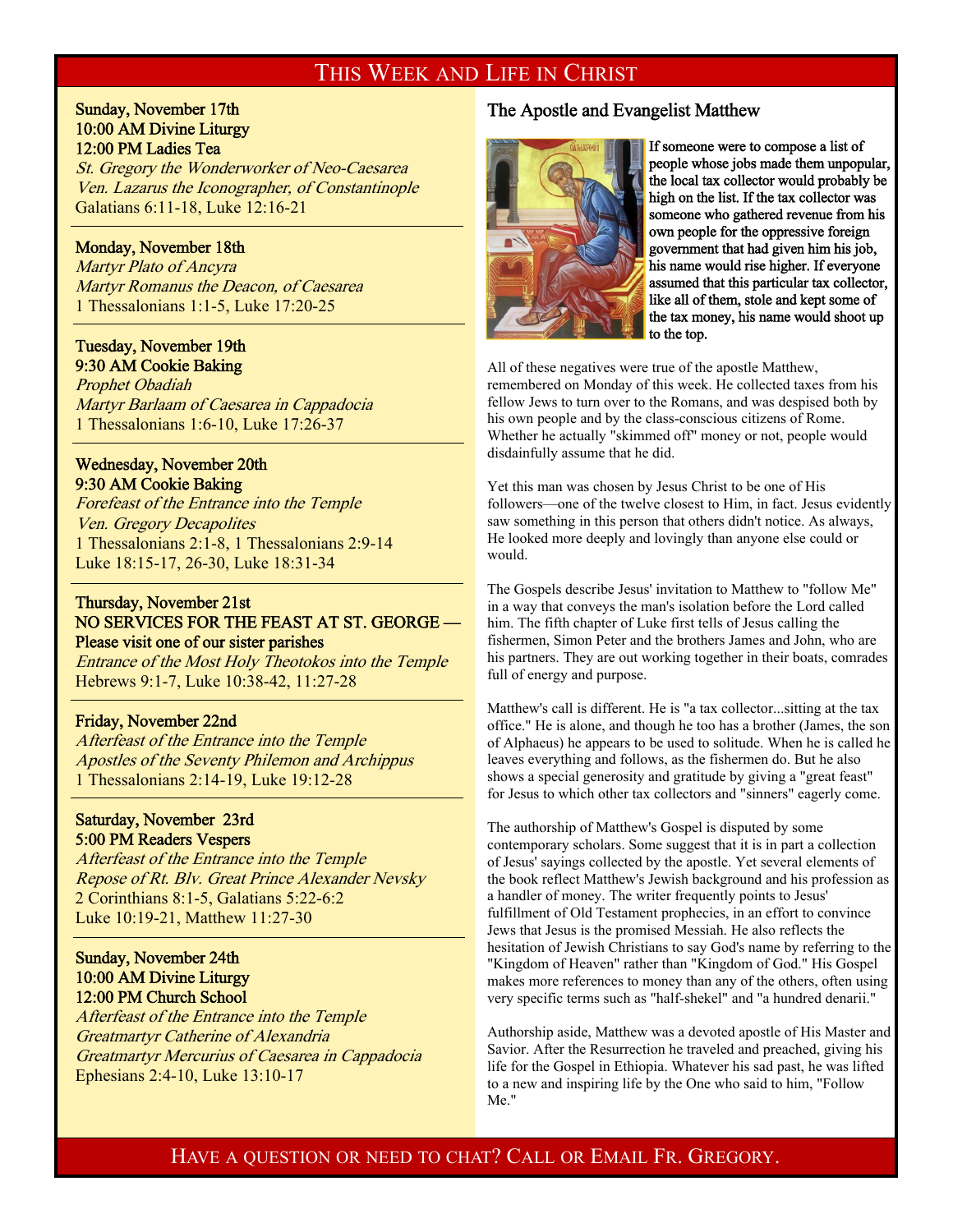# This Week and Life in Christ

**Sunday, November 17th**
**10:00 AM Divine Liturgy**
**12:00 PM Ladies Tea**
*St. Gregory the Wonderworker of Neo-Caesarea*
*Ven. Lazarus the Iconographer, of Constantinople*
Galatians 6:11-18, Luke 12:16-21

**Monday, November 18th**
*Martyr Plato of Ancyra*
*Martyr Romanus the Deacon, of Caesarea*
1 Thessalonians 1:1-5, Luke 17:20-25

**Tuesday, November 19th**
**9:30 AM Cookie Baking**
*Prophet Obadiah*
*Martyr Barlaam of Caesarea in Cappadocia*
1 Thessalonians 1:6-10, Luke 17:26-37

**Wednesday, November 20th**
**9:30 AM Cookie Baking**
*Forefeast of the Entrance into the Temple*
*Ven. Gregory Decapolites*
1 Thessalonians 2:1-8, 1 Thessalonians 2:9-14
Luke 18:15-17, 26-30, Luke 18:31-34

**Thursday, November 21st**
**NO SERVICES FOR THE FEAST AT ST. GEORGE — Please visit one of our sister parishes**
*Entrance of the Most Holy Theotokos into the Temple*
Hebrews 9:1-7, Luke 10:38-42, 11:27-28

**Friday, November 22nd**
*Afterfeast of the Entrance into the Temple*
*Apostles of the Seventy Philemon and Archippus*
1 Thessalonians 2:14-19, Luke 19:12-28

**Saturday, November 23rd**
**5:00 PM Readers Vespers**
*Afterfeast of the Entrance into the Temple*
*Repose of Rt. Blv. Great Prince Alexander Nevsky*
2 Corinthians 8:1-5, Galatians 5:22-6:2
Luke 10:19-21, Matthew 11:27-30

**Sunday, November 24th**
**10:00 AM Divine Liturgy**
**12:00 PM Church School**
*Afterfeast of the Entrance into the Temple*
*Greatmartyr Catherine of Alexandria*
*Greatmartyr Mercurius of Caesarea in Cappadocia*
Ephesians 2:4-10, Luke 13:10-17

## The Apostle and Evangelist Matthew

If someone were to compose a list of people whose jobs made them unpopular, the local tax collector would probably be high on the list. If the tax collector was someone who gathered revenue from his own people for the oppressive foreign government that had given him his job, his name would rise higher. If everyone assumed that this particular tax collector, like all of them, stole and kept some of the tax money, his name would shoot up to the top.

All of these negatives were true of the apostle Matthew, remembered on Monday of this week. He collected taxes from his fellow Jews to turn over to the Romans, and was despised both by his own people and by the class-conscious citizens of Rome. Whether he actually "skimmed off" money or not, people would disdainfully assume that he did.

Yet this man was chosen by Jesus Christ to be one of His followers—one of the twelve closest to Him, in fact. Jesus evidently saw something in this person that others didn't notice. As always, He looked more deeply and lovingly than anyone else could or would.

The Gospels describe Jesus' invitation to Matthew to "follow Me" in a way that conveys the man's isolation before the Lord called him. The fifth chapter of Luke first tells of Jesus calling the fishermen, Simon Peter and the brothers James and John, who are his partners. They are out working together in their boats, comrades full of energy and purpose.

Matthew's call is different. He is "a tax collector...sitting at the tax office." He is alone, and though he too has a brother (James, the son of Alphaeus) he appears to be used to solitude. When he is called he leaves everything and follows, as the fishermen do. But he also shows a special generosity and gratitude by giving a "great feast" for Jesus to which other tax collectors and "sinners" eagerly come.

The authorship of Matthew's Gospel is disputed by some contemporary scholars. Some suggest that it is in part a collection of Jesus' sayings collected by the apostle. Yet several elements of the book reflect Matthew's Jewish background and his profession as a handler of money. The writer frequently points to Jesus' fulfillment of Old Testament prophecies, in an effort to convince Jews that Jesus is the promised Messiah. He also reflects the hesitation of Jewish Christians to say God's name by referring to the "Kingdom of Heaven" rather than "Kingdom of God." His Gospel makes more references to money than any of the others, often using very specific terms such as "half-shekel" and "a hundred denarii."

Authorship aside, Matthew was a devoted apostle of His Master and Savior. After the Resurrection he traveled and preached, giving his life for the Gospel in Ethiopia. Whatever his sad past, he was lifted to a new and inspiring life by the One who said to him, "Follow Me."

Have a question or need to chat? Call or Email Fr. Gregory.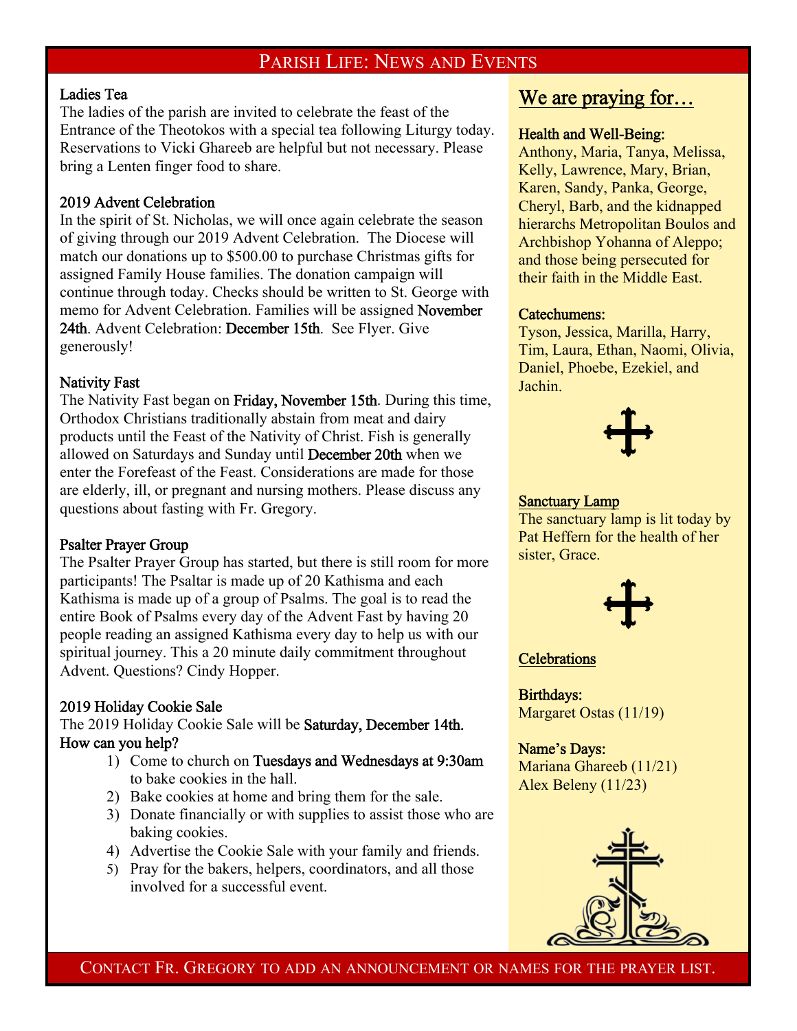# Parish Life: News and Events

### Ladies Tea

The ladies of the parish are invited to celebrate the feast of the Entrance of the Theotokos with a special tea following Liturgy today. Reservations to Vicki Ghareeb are helpful but not necessary. Please bring a Lenten finger food to share.

### 2019 Advent Celebration

In the spirit of St. Nicholas, we will once again celebrate the season of giving through our 2019 Advent Celebration. The Diocese will match our donations up to $500.00 to purchase Christmas gifts for assigned Family House families. The donation campaign will continue through today. Checks should be written to St. George with memo for Advent Celebration. Families will be assigned **November 24th**. Advent Celebration: **December 15th**. See Flyer. Give generously!

### Nativity Fast

The Nativity Fast began on **Friday, November 15th**. During this time, Orthodox Christians traditionally abstain from meat and dairy products until the Feast of the Nativity of Christ. Fish is generally allowed on Saturdays and Sunday until **December 20th** when we enter the Forefeast of the Feast. Considerations are made for those are elderly, ill, or pregnant and nursing mothers. Please discuss any questions about fasting with Fr. Gregory.

### Psalter Prayer Group

The Psalter Prayer Group has started, but there is still room for more participants! The Psaltar is made up of 20 Kathisma and each Kathisma is made up of a group of Psalms. The goal is to read the entire Book of Psalms every day of the Advent Fast by having 20 people reading an assigned Kathisma every day to help us with our spiritual journey. This a 20 minute daily commitment throughout Advent. Questions? Cindy Hopper.

### 2019 Holiday Cookie Sale

The 2019 Holiday Cookie Sale will be **Saturday, December 14th.**
**How can you help?**

1) Come to church on **Tuesdays and Wednesdays at 9:30am** to bake cookies in the hall.
2) Bake cookies at home and bring them for the sale.
3) Donate financially or with supplies to assist those who are baking cookies.
4) Advertise the Cookie Sale with your family and friends.
5) Pray for the bakers, helpers, coordinators, and all those involved for a successful event.

## We are praying for…

**Health and Well-Being:**
Anthony, Maria, Tanya, Melissa, Kelly, Lawrence, Mary, Brian, Karen, Sandy, Panka, George, Cheryl, Barb, and the kidnapped hierarchs Metropolitan Boulos and Archbishop Yohanna of Aleppo; and those being persecuted for their faith in the Middle East.

**Catechumens:**
Tyson, Jessica, Marilla, Harry, Tim, Laura, Ethan, Naomi, Olivia, Daniel, Phoebe, Ezekiel, and Jachin.

### Sanctuary Lamp

The sanctuary lamp is lit today by Pat Heffern for the health of her sister, Grace.

### Celebrations

**Birthdays:**
Margaret Ostas (11/19)

**Name's Days:**
Mariana Ghareeb (11/21)
Alex Beleny (11/23)

Contact Fr. Gregory to add an announcement or names for the prayer list.